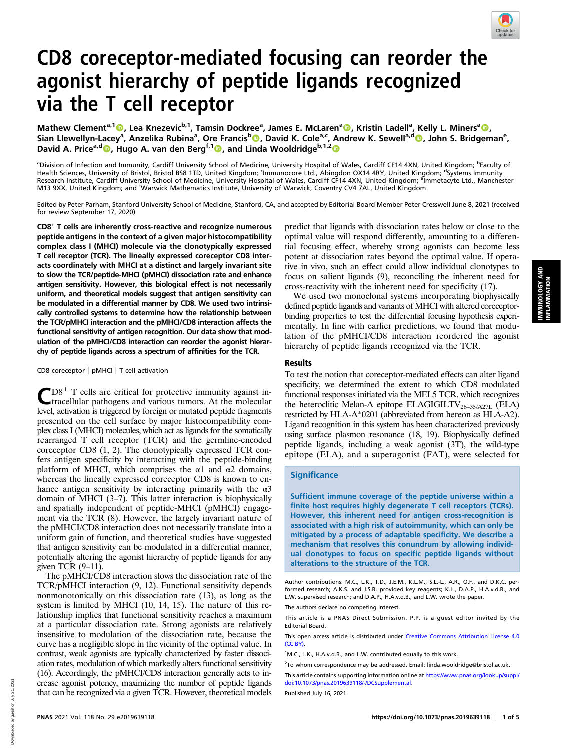# CD8 coreceptor-mediated focusing can reorder the agonist hierarchy of peptide ligands recognized via the T cell receptor

Mathew Clement[a,1], Lea Knezevic[b,1], Tamsin Dockree[a], James E. McLaren[a], Kristin Ladell[a], Kelly L. Miners[a], Sian Llewellyn-Lacey[a], Anzelika Rubina[a], Ore Francis[b], David K. Cole[a,c], Andrew K. Sewell[a,d], John S. Bridgeman[e], David A. Price[a,d], Hugo A. van den Berg[f,1], and Linda Wooldridge[b,1,2]

[a]Division of Infection and Immunity, Cardiff University School of Medicine, University Hospital of Wales, Cardiff CF14 4XN, United Kingdom; [b]Faculty of Health Sciences, University of Bristol, Bristol BS8 1TD, United Kingdom; [c]Immunocore Ltd., Abingdon OX14 4RY, United Kingdom; [d]Systems Immunity Research Institute, Cardiff University School of Medicine, University Hospital of Wales, Cardiff CF14 4XN, United Kingdom; [e]Immetacyte Ltd., Manchester M13 9XX, United Kingdom; and [f]Warwick Mathematics Institute, University of Warwick, Coventry CV4 7AL, United Kingdom

Edited by Peter Parham, Stanford University School of Medicine, Stanford, CA, and accepted by Editorial Board Member Peter Cresswell June 8, 2021 (received for review September 17, 2020)

**CD8⁺ T cells are inherently cross-reactive and recognize numerous peptide antigens in the context of a given major histocompatibility complex class I (MHCI) molecule via the clonotypically expressed T cell receptor (TCR). The lineally expressed coreceptor CD8 interacts coordinately with MHCI at a distinct and largely invariant site to slow the TCR/peptide-MHCI (pMHCI) dissociation rate and enhance antigen sensitivity. However, this biological effect is not necessarily uniform, and theoretical models suggest that antigen sensitivity can be modulated in a differential manner by CD8. We used two intrinsically controlled systems to determine how the relationship between the TCR/pMHCI interaction and the pMHCI/CD8 interaction affects the functional sensitivity of antigen recognition. Our data show that modulation of the pMHCI/CD8 interaction can reorder the agonist hierarchy of peptide ligands across a spectrum of affinities for the TCR.**

CD8 coreceptor | pMHCI | T cell activation

CD8⁺ T cells are critical for protective immunity against intracellular pathogens and various tumors. At the molecular level, activation is triggered by foreign or mutated peptide fragments presented on the cell surface by major histocompatibility complex class I (MHCI) molecules, which act as ligands for the somatically rearranged T cell receptor (TCR) and the germline-encoded coreceptor CD8 (1, 2). The clonotypically expressed TCR confers antigen specificity by interacting with the peptide-binding platform of MHCI, which comprises the α1 and α2 domains, whereas the lineally expressed coreceptor CD8 is known to enhance antigen sensitivity by interacting primarily with the α3 domain of MHCI (3–7). This latter interaction is biophysically and spatially independent of peptide-MHCI (pMHCI) engagement via the TCR (8). However, the largely invariant nature of the pMHCI/CD8 interaction does not necessarily translate into a uniform gain of function, and theoretical studies have suggested that antigen sensitivity can be modulated in a differential manner, potentially altering the agonist hierarchy of peptide ligands for any given TCR (9–11).

The pMHCI/CD8 interaction slows the dissociation rate of the TCR/pMHCI interaction (9, 12). Functional sensitivity depends nonmonotonically on this dissociation rate (13), as long as the system is limited by MHCI (10, 14, 15). The nature of this relationship implies that functional sensitivity reaches a maximum at a particular dissociation rate. Strong agonists are relatively insensitive to modulation of the dissociation rate, because the curve has a negligible slope in the vicinity of the optimal value. In contrast, weak agonists are typically characterized by faster dissociation rates, modulation of which markedly alters functional sensitivity (16). Accordingly, the pMHCI/CD8 interaction generally acts to increase agonist potency, maximizing the number of peptide ligands that can be recognized via a given TCR. However, theoretical models predict that ligands with dissociation rates below or close to the optimal value will respond differently, amounting to a differential focusing effect, whereby strong agonists can become less potent at dissociation rates beyond the optimal value. If operative in vivo, such an effect could allow individual clonotypes to focus on salient ligands (9), reconciling the inherent need for cross-reactivity with the inherent need for specificity (17).

We used two monoclonal systems incorporating biophysically defined peptide ligands and variants of MHCI with altered coreceptor-binding properties to test the differential focusing hypothesis experimentally. In line with earlier predictions, we found that modulation of the pMHCI/CD8 interaction reordered the agonist hierarchy of peptide ligands recognized via the TCR.

## Results

To test the notion that coreceptor-mediated effects can alter ligand specificity, we determined the extent to which CD8 modulated functional responses initiated via the MEL5 TCR, which recognizes the heteroclitic Melan-A epitope ELAGIGILTV$_{26–35/A27L}$ (ELA) restricted by HLA-A*0201 (abbreviated from hereon as HLA-A2). Ligand recognition in this system has been characterized previously using surface plasmon resonance (18, 19). Biophysically defined peptide ligands, including a weak agonist (3T), the wild-type epitope (ELA), and a superagonist (FAT), were selected for

### Significance

Sufficient immune coverage of the peptide universe within a finite host requires highly degenerate T cell receptors (TCRs). However, this inherent need for antigen cross-recognition is associated with a high risk of autoimmunity, which can only be mitigated by a process of adaptable specificity. We describe a mechanism that resolves this conundrum by allowing individual clonotypes to focus on specific peptide ligands without alterations to the structure of the TCR.

Author contributions: M.C., L.K., T.D., J.E.M., K.L.M., S.L.-L., A.R., O.F., and D.K.C. performed research; A.K.S. and J.S.B. provided key reagents; K.L., D.A.P., H.A.v.d.B., and L.W. supervised research; and D.A.P., H.A.v.d.B., and L.W. wrote the paper.

The authors declare no competing interest.

This article is a PNAS Direct Submission. P.P. is a guest editor invited by the Editorial Board.

This open access article is distributed under Creative Commons Attribution License 4.0 (CC BY).

[1]M.C., L.K., H.A.v.d.B., and L.W. contributed equally to this work.

[2]To whom correspondence may be addressed. Email: linda.wooldridge@bristol.ac.uk.

This article contains supporting information online at https://www.pnas.org/lookup/suppl/doi:10.1073/pnas.2019639118/-/DCSupplemental.

Published July 16, 2021.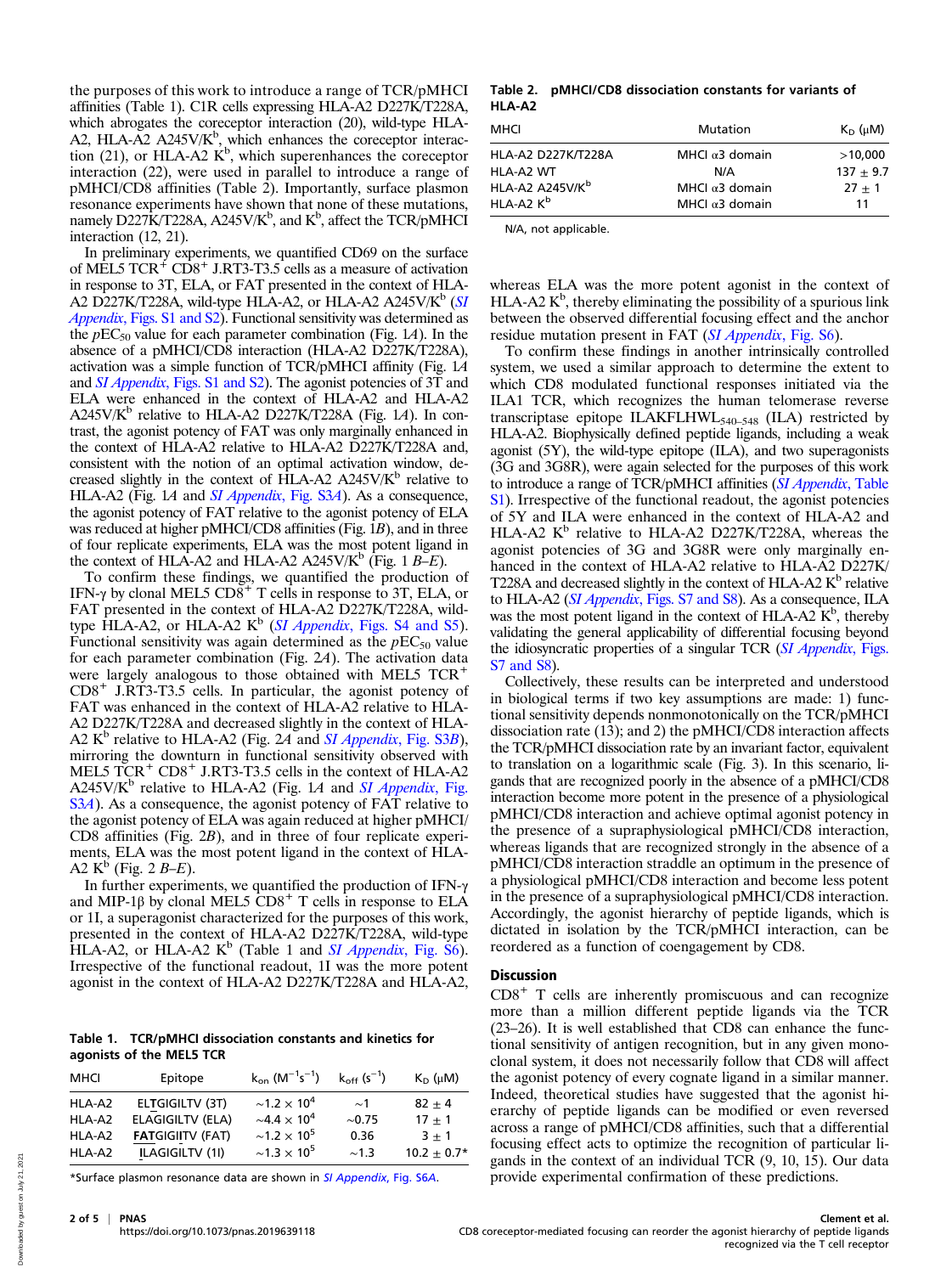the purposes of this work to introduce a range of TCR/pMHCI affinities (Table 1). C1R cells expressing HLA-A2 D227K/T228A, which abrogates the coreceptor interaction (20), wild-type HLA-A2, HLA-A2 A245V/K$^b$, which enhances the coreceptor interaction (21), or HLA-A2 K$^b$, which superenhances the coreceptor interaction (22), were used in parallel to introduce a range of pMHCI/CD8 affinities (Table 2). Importantly, surface plasmon resonance experiments have shown that none of these mutations, namely D227K/T228A, A245V/K$^b$, and K$^b$, affect the TCR/pMHCI interaction (12, 21).

In preliminary experiments, we quantified CD69 on the surface of MEL5 TCR$^+$ CD8$^+$ J.RT3-T3.5 cells as a measure of activation in response to 3T, ELA, or FAT presented in the context of HLA-A2 D227K/T228A, wild-type HLA-A2, or HLA-A2 A245V/K$^b$ (*SI Appendix*, Figs. S1 and S2). Functional sensitivity was determined as the $p$EC$_{50}$ value for each parameter combination (Fig. 1*A*). In the absence of a pMHCI/CD8 interaction (HLA-A2 D227K/T228A), activation was a simple function of TCR/pMHCI affinity (Fig. 1*A* and *SI Appendix*, Figs. S1 and S2). The agonist potencies of 3T and ELA were enhanced in the context of HLA-A2 and HLA-A2 A245V/K$^b$ relative to HLA-A2 D227K/T228A (Fig. 1*A*). In contrast, the agonist potency of FAT was only marginally enhanced in the context of HLA-A2 relative to HLA-A2 D227K/T228A and, consistent with the notion of an optimal activation window, decreased slightly in the context of HLA-A2 A245V/K$^b$ relative to HLA-A2 (Fig. 1*A* and *SI Appendix*, Fig. S3*A*). As a consequence, the agonist potency of FAT relative to the agonist potency of ELA was reduced at higher pMHCI/CD8 affinities (Fig. 1*B*), and in three of four replicate experiments, ELA was the most potent ligand in the context of HLA-A2 and HLA-A2 A245V/K$^b$ (Fig. 1 *B*–*E*).

To confirm these findings, we quantified the production of IFN-γ by clonal MEL5 CD8$^+$ T cells in response to 3T, ELA, or FAT presented in the context of HLA-A2 D227K/T228A, wild-type HLA-A2, or HLA-A2 K$^b$ (*SI Appendix*, Figs. S4 and S5). Functional sensitivity was again determined as the $p$EC$_{50}$ value for each parameter combination (Fig. 2*A*). The activation data were largely analogous to those obtained with MEL5 TCR$^+$ CD8$^+$ J.RT3-T3.5 cells. In particular, the agonist potency of FAT was enhanced in the context of HLA-A2 relative to HLA-A2 D227K/T228A and decreased slightly in the context of HLA-A2 K$^b$ relative to HLA-A2 (Fig. 2*A* and *SI Appendix*, Fig. S3*B*), mirroring the downturn in functional sensitivity observed with MEL5 TCR$^+$ CD8$^+$ J.RT3-T3.5 cells in the context of HLA-A2 A245V/K$^b$ relative to HLA-A2 (Fig. 1*A* and *SI Appendix*, Fig. S3*A*). As a consequence, the agonist potency of FAT relative to the agonist potency of ELA was again reduced at higher pMHCI/CD8 affinities (Fig. 2*B*), and in three of four replicate experiments, ELA was the most potent ligand in the context of HLA-A2 K$^b$ (Fig. 2 *B*–*E*).

In further experiments, we quantified the production of IFN-γ and MIP-1β by clonal MEL5 CD8$^+$ T cells in response to ELA or 1I, a superagonist characterized for the purposes of this work, presented in the context of HLA-A2 D227K/T228A, wild-type HLA-A2, or HLA-A2 K$^b$ (Table 1 and *SI Appendix*, Fig. S6). Irrespective of the functional readout, 1I was the more potent agonist in the context of HLA-A2 D227K/T228A and HLA-A2, whereas ELA was the more potent agonist in the context of HLA-A2 K$^b$, thereby eliminating the possibility of a spurious link between the observed differential focusing effect and the anchor residue mutation present in FAT (*SI Appendix*, Fig. S6).

**Table 1. TCR/pMHCI dissociation constants and kinetics for agonists of the MEL5 TCR**

| MHCI | Epitope | $k_{on}$ ($M^{-1}s^{-1}$) | $k_{off}$ ($s^{-1}$) | $K_D$ (μM) |
|---|---|---|---|---|
| HLA-A2 | EL<u>T</u>GIGILTV (3T) | $\sim 1.2 \times 10^4$ | ~1 | 82 ± 4 |
| HLA-A2 | ELAGIGILTV (ELA) | $\sim 4.4 \times 10^4$ | ~0.75 | 17 ± 1 |
| HLA-A2 | **FAT**GIGIITV (FAT) | $\sim 1.2 \times 10^5$ | 0.36 | 3 ± 1 |
| HLA-A2 | <u>I</u>LAGIGILTV (1I) | $\sim 1.3 \times 10^5$ | ~1.3 | 10.2 ± 0.7* |

*Surface plasmon resonance data are shown in *SI Appendix*, Fig. S6*A*.

**Table 2. pMHCI/CD8 dissociation constants for variants of HLA-A2**

| MHCI | Mutation | $K_D$ (μM) |
|---|---|---|
| HLA-A2 D227K/T228A | MHCI α3 domain | >10,000 |
| HLA-A2 WT | N/A | 137 ± 9.7 |
| HLA-A2 A245V/K$^b$ | MHCI α3 domain | 27 ± 1 |
| HLA-A2 K$^b$ | MHCI α3 domain | 11 |

N/A, not applicable.

To confirm these findings in another intrinsically controlled system, we used a similar approach to determine the extent to which CD8 modulated functional responses initiated via the ILA1 TCR, which recognizes the human telomerase reverse transcriptase epitope ILAKFLHWL$_{540–548}$ (ILA) restricted by HLA-A2. Biophysically defined peptide ligands, including a weak agonist (5Y), the wild-type epitope (ILA), and two superagonists (3G and 3G8R), were again selected for the purposes of this work to introduce a range of TCR/pMHCI affinities (*SI Appendix*, Table S1). Irrespective of the functional readout, the agonist potencies of 5Y and ILA were enhanced in the context of HLA-A2 and HLA-A2 K$^b$ relative to HLA-A2 D227K/T228A, whereas the agonist potencies of 3G and 3G8R were only marginally enhanced in the context of HLA-A2 relative to HLA-A2 D227K/T228A and decreased slightly in the context of HLA-A2 K$^b$ relative to HLA-A2 (*SI Appendix*, Figs. S7 and S8). As a consequence, ILA was the most potent ligand in the context of HLA-A2 K$^b$, thereby validating the general applicability of differential focusing beyond the idiosyncratic properties of a singular TCR (*SI Appendix*, Figs. S7 and S8).

Collectively, these results can be interpreted and understood in biological terms if two key assumptions are made: 1) functional sensitivity depends nonmonotonically on the TCR/pMHCI dissociation rate (13); and 2) the pMHCI/CD8 interaction affects the TCR/pMHCI dissociation rate by an invariant factor, equivalent to translation on a logarithmic scale (Fig. 3). In this scenario, ligands that are recognized poorly in the absence of a pMHCI/CD8 interaction become more potent in the presence of a physiological pMHCI/CD8 interaction and achieve optimal agonist potency in the presence of a supraphysiological pMHCI/CD8 interaction, whereas ligands that are recognized strongly in the absence of a pMHCI/CD8 interaction straddle an optimum in the presence of a physiological pMHCI/CD8 interaction and become less potent in the presence of a supraphysiological pMHCI/CD8 interaction. Accordingly, the agonist hierarchy of peptide ligands, which is dictated in isolation by the TCR/pMHCI interaction, can be reordered as a function of coengagement by CD8.

## Discussion

CD8$^+$ T cells are inherently promiscuous and can recognize more than a million different peptide ligands via the TCR (23–26). It is well established that CD8 can enhance the functional sensitivity of antigen recognition, but in any given monoclonal system, it does not necessarily follow that CD8 will affect the agonist potency of every cognate ligand in a similar manner. Indeed, theoretical studies have suggested that the agonist hierarchy of peptide ligands can be modified or even reversed across a range of pMHCI/CD8 affinities, such that a differential focusing effect acts to optimize the recognition of particular ligands in the context of an individual TCR (9, 10, 15). Our data provide experimental confirmation of these predictions.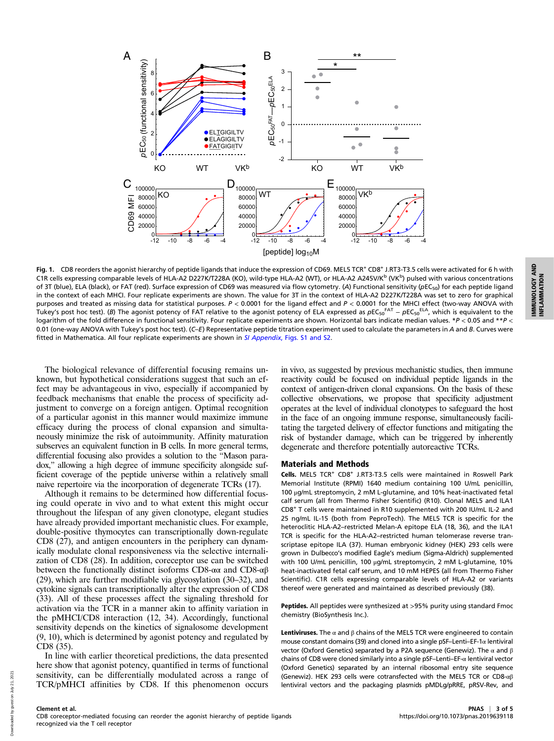A

pEC50 (functional sensitivity)

8

6

4

2

0

KO WT VKb

ELTGIGILTV
ELAGIGILTV
FATGIGIITV

B

**

*

3

2

1

0

-1

-2

pEC50FAT—pEC50ELA

KO WT VKb

C

100000
80000
60000
40000
20000
0

CD69 MFI

KO

-12 -10 -8 -6 -4

D

100000
80000
60000
40000
20000
0

WT

-12 -10 -8 -6 -4

E

100000
80000
60000
40000
20000
0

VKb

-12 -10 -8 -6 -4

[peptide] log10M

**Fig. 1.** CD8 reorders the agonist hierarchy of peptide ligands that induce the expression of CD69. MEL5 TCR$^{+}$ CD8$^{+}$ J.RT3-T3.5 cells were activated for 6 h with C1R cells expressing comparable levels of HLA-A2 D227K/T228A (KO), wild-type HLA-A2 (WT), or HLA-A2 A245V/K$^{b}$ (VK$^{b}$) pulsed with various concentrations of 3T (blue), ELA (black), or FAT (red). Surface expression of CD69 was measured via flow cytometry. (*A*) Functional sensitivity ($pEC_{50}$) for each peptide ligand in the context of each MHCI. Four replicate experiments are shown. The value for 3T in the context of HLA-A2 D227K/T228A was set to zero for graphical purposes and treated as missing data for statistical purposes. $P < 0.0001$ for the ligand effect and $P < 0.0001$ for the MHCI effect (two-way ANOVA with Tukey's post hoc test). (*B*) The agonist potency of FAT relative to the agonist potency of ELA expressed as $pEC_{50}^{FAT} - pEC_{50}^{ELA}$, which is equivalent to the logarithm of the fold difference in functional sensitivity. Four replicate experiments are shown. Horizontal bars indicate median values. $*P < 0.05$ and $**P < 0.01$ (one-way ANOVA with Tukey's post hoc test). (*C–E*) Representative peptide titration experiment used to calculate the parameters in *A* and *B*. Curves were fitted in Mathematica. All four replicate experiments are shown in *SI Appendix*, Figs. S1 and S2.

The biological relevance of differential focusing remains unknown, but hypothetical considerations suggest that such an effect may be advantageous in vivo, especially if accompanied by feedback mechanisms that enable the process of specificity adjustment to converge on a foreign antigen. Optimal recognition of a particular agonist in this manner would maximize immune efficacy during the process of clonal expansion and simultaneously minimize the risk of autoimmunity. Affinity maturation subserves an equivalent function in B cells. In more general terms, differential focusing also provides a solution to the "Mason paradox," allowing a high degree of immune specificity alongside sufficient coverage of the peptide universe within a relatively small naive repertoire via the incorporation of degenerate TCRs (17).

Although it remains to be determined how differential focusing could operate in vivo and to what extent this might occur throughout the lifespan of any given clonotype, elegant studies have already provided important mechanistic clues. For example, double-positive thymocytes can transcriptionally down-regulate CD8 (27), and antigen encounters in the periphery can dynamically modulate clonal responsiveness via the selective internalization of CD8 (28). In addition, coreceptor use can be switched between the functionally distinct isoforms CD8-αα and CD8-αβ (29), which are further modifiable via glycosylation (30–32), and cytokine signals can transcriptionally alter the expression of CD8 (33). All of these processes affect the signaling threshold for activation via the TCR in a manner akin to affinity variation in the pMHCI/CD8 interaction (12, 34). Accordingly, functional sensitivity depends on the kinetics of signalosome development (9, 10), which is determined by agonist potency and regulated by CD8 (35).

In line with earlier theoretical predictions, the data presented here show that agonist potency, quantified in terms of functional sensitivity, can be differentially modulated across a range of TCR/pMHCI affinities by CD8. If this phenomenon occurs in vivo, as suggested by previous mechanistic studies, then immune reactivity could be focused on individual peptide ligands in the context of antigen-driven clonal expansions. On the basis of these collective observations, we propose that specificity adjustment operates at the level of individual clonotypes to safeguard the host in the face of an ongoing immune response, simultaneously facilitating the targeted delivery of effector functions and mitigating the risk of bystander damage, which can be triggered by inherently degenerate and therefore potentially autoreactive TCRs.

## Materials and Methods

**Cells.** MEL5 TCR$^{+}$ CD8$^{+}$ J.RT3-T3.5 cells were maintained in Roswell Park Memorial Institute (RPMI) 1640 medium containing 100 U/mL penicillin, 100 μg/mL streptomycin, 2 mM L-glutamine, and 10% heat-inactivated fetal calf serum (all from Thermo Fisher Scientific) (R10). Clonal MEL5 and ILA1 CD8$^{+}$ T cells were maintained in R10 supplemented with 200 IU/mL IL-2 and 25 ng/mL IL-15 (both from PeproTech). The MEL5 TCR is specific for the heteroclitic HLA-A2–restricted Melan-A epitope ELA (18, 36), and the ILA1 TCR is specific for the HLA-A2–restricted human telomerase reverse transcriptase epitope ILA (37). Human embryonic kidney (HEK) 293 cells were grown in Dulbecco's modified Eagle's medium (Sigma-Aldrich) supplemented with 100 U/mL penicillin, 100 μg/mL streptomycin, 2 mM L-glutamine, 10% heat-inactivated fetal calf serum, and 10 mM HEPES (all from Thermo Fisher Scientific). C1R cells expressing comparable levels of HLA-A2 or variants thereof were generated and maintained as described previously (38).

**Peptides.** All peptides were synthesized at >95% purity using standard Fmoc chemistry (BioSynthesis Inc.).

**Lentiviruses.** The α and β chains of the MEL5 TCR were engineered to contain mouse constant domains (39) and cloned into a single pSF–Lenti–EF-1α lentiviral vector (Oxford Genetics) separated by a P2A sequence (Genewiz). The α and β chains of CD8 were cloned similarly into a single pSF–Lenti–EF-α lentiviral vector (Oxford Genetics) separated by an internal ribosomal entry site sequence (Genewiz). HEK 293 cells were cotransfected with the MEL5 TCR or CD8-αβ lentiviral vectors and the packaging plasmids pMDLg/pRRE, pRSV-Rev, and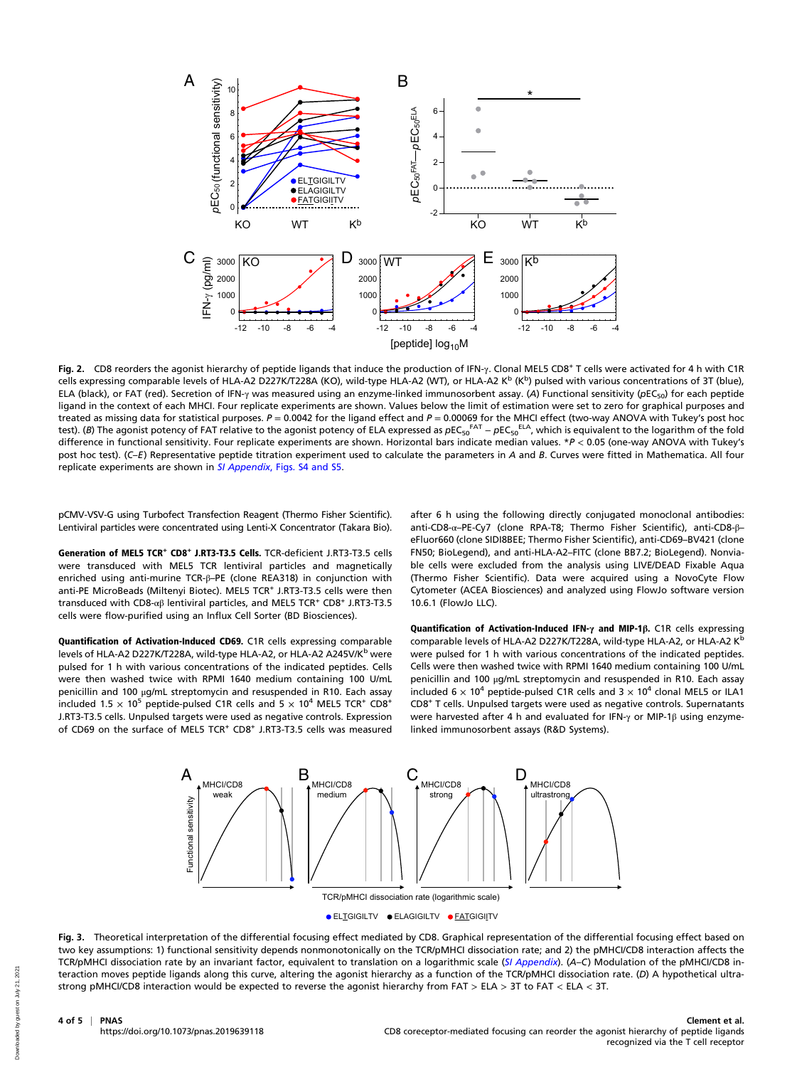A

pEC50 (functional sensitivity)

10
8
6
4
2
0

KO WT Kb

ELTGIGILTV
ELAGIGILTV
FATGIGIITV

B

$pEC_{50}^{FAT}$—$pEC_{50}^{ELA}$

*

6
4
2
0
-2

KO WT Kb

C KO

IFN-γ (pg/ml)

3000
2000
1000
0

-12 -10 -8 -6 -4

D WT

3000
2000
1000
0

-12 -10 -8 -6 -4

E Kb

3000
2000
1000
0

-12 -10 -8 -6 -4

[peptide] $\log_{10}$M

**Fig. 2.** CD8 reorders the agonist hierarchy of peptide ligands that induce the production of IFN-γ. Clonal MEL5 CD8+ T cells were activated for 4 h with C1R cells expressing comparable levels of HLA-A2 D227K/T228A (KO), wild-type HLA-A2 (WT), or HLA-A2 $K^b$ ($K^b$) pulsed with various concentrations of 3T (blue), ELA (black), or FAT (red). Secretion of IFN-γ was measured using an enzyme-linked immunosorbent assay. (*A*) Functional sensitivity ($pEC_{50}$) for each peptide ligand in the context of each MHCI. Four replicate experiments are shown. Values below the limit of estimation were set to zero for graphical purposes and treated as missing data for statistical purposes. $P = 0.0042$ for the ligand effect and $P = 0.00069$ for the MHCI effect (two-way ANOVA with Tukey's post hoc test). (*B*) The agonist potency of FAT relative to the agonist potency of ELA expressed as $pEC_{50}^{FAT} - pEC_{50}^{ELA}$, which is equivalent to the logarithm of the fold difference in functional sensitivity. Four replicate experiments are shown. Horizontal bars indicate median values. *$P < 0.05$ (one-way ANOVA with Tukey's post hoc test). (*C–E*) Representative peptide titration experiment used to calculate the parameters in *A* and *B*. Curves were fitted in Mathematica. All four replicate experiments are shown in *SI Appendix*, Figs. S4 and S5.

pCMV-VSV-G using Turbofect Transfection Reagent (Thermo Fisher Scientific). Lentiviral particles were concentrated using Lenti-X Concentrator (Takara Bio).

**Generation of MEL5 TCR+ CD8+ J.RT3-T3.5 Cells.** TCR-deficient J.RT3-T3.5 cells were transduced with MEL5 TCR lentiviral particles and magnetically enriched using anti-murine TCR-β–PE (clone REA318) in conjunction with anti-PE MicroBeads (Miltenyi Biotec). MEL5 TCR+ J.RT3-T3.5 cells were then transduced with CD8-αβ lentiviral particles, and MEL5 TCR+ CD8+ J.RT3-T3.5 cells were flow-purified using an Influx Cell Sorter (BD Biosciences).

**Quantification of Activation-Induced CD69.** C1R cells expressing comparable levels of HLA-A2 D227K/T228A, wild-type HLA-A2, or HLA-A2 A245V/$K^b$ were pulsed for 1 h with various concentrations of the indicated peptides. Cells were then washed twice with RPMI 1640 medium containing 100 U/mL penicillin and 100 μg/mL streptomycin and resuspended in R10. Each assay included $1.5 \times 10^5$ peptide-pulsed C1R cells and $5 \times 10^4$ MEL5 TCR+ CD8+ J.RT3-T3.5 cells. Unpulsed targets were used as negative controls. Expression of CD69 on the surface of MEL5 TCR+ CD8+ J.RT3-T3.5 cells was measured after 6 h using the following directly conjugated monoclonal antibodies: anti-CD8-α–PE-Cy7 (clone RPA-T8; Thermo Fisher Scientific), anti-CD8-β–eFluor660 (clone SIDI8BEE; Thermo Fisher Scientific), anti-CD69–BV421 (clone FN50; BioLegend), and anti-HLA-A2–FITC (clone BB7.2; BioLegend). Nonviable cells were excluded from the analysis using LIVE/DEAD Fixable Aqua (Thermo Fisher Scientific). Data were acquired using a NovoCyte Flow Cytometer (ACEA Biosciences) and analyzed using FlowJo software version 10.6.1 (FlowJo LLC).

**Quantification of Activation-Induced IFN-γ and MIP-1β.** C1R cells expressing comparable levels of HLA-A2 D227K/T228A, wild-type HLA-A2, or HLA-A2 $K^b$ were pulsed for 1 h with various concentrations of the indicated peptides. Cells were then washed twice with RPMI 1640 medium containing 100 U/mL penicillin and 100 μg/mL streptomycin and resuspended in R10. Each assay included $6 \times 10^4$ peptide-pulsed C1R cells and $3 \times 10^4$ clonal MEL5 or ILA1 CD8+ T cells. Unpulsed targets were used as negative controls. Supernatants were harvested after 4 h and evaluated for IFN-γ or MIP-1β using enzyme-linked immunosorbent assays (R&D Systems).

A MHCI/CD8 weak

B MHCI/CD8 medium

C MHCI/CD8 strong

D MHCI/CD8 ultrastrong

Functional sensitivity

TCR/pMHCI dissociation rate (logarithmic scale)

ELTGIGILTV ELAGIGILTV FATGIGIITV

**Fig. 3.** Theoretical interpretation of the differential focusing effect mediated by CD8. Graphical representation of the differential focusing effect based on two key assumptions: 1) functional sensitivity depends nonmonotonically on the TCR/pMHCI dissociation rate; and 2) the pMHCI/CD8 interaction affects the TCR/pMHCI dissociation rate by an invariant factor, equivalent to translation on a logarithmic scale (*SI Appendix*). (*A–C*) Modulation of the pMHCI/CD8 interaction moves peptide ligands along this curve, altering the agonist hierarchy as a function of the TCR/pMHCI dissociation rate. (*D*) A hypothetical ultrastrong pMHCI/CD8 interaction would be expected to reverse the agonist hierarchy from FAT > ELA > 3T to FAT < ELA < 3T.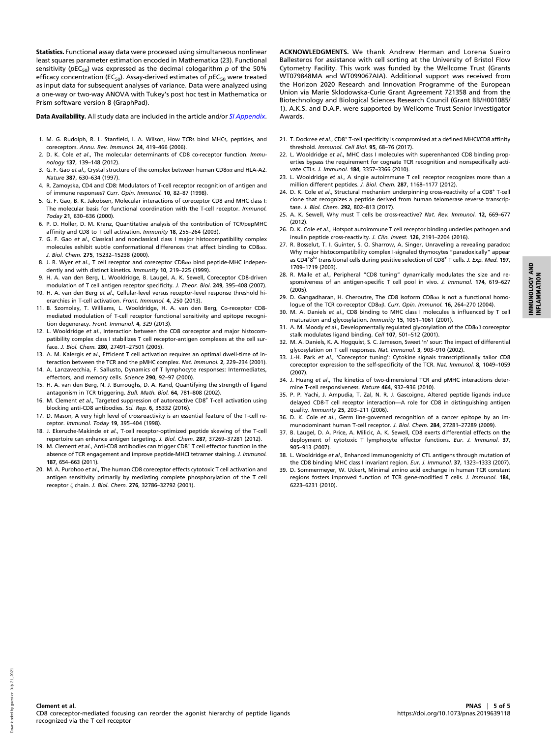**Statistics.** Functional assay data were processed using simultaneous nonlinear least squares parameter estimation encoded in Mathematica (23). Functional sensitivity ($pEC_{50}$) was expressed as the decimal cologarithm $p$ of the 50% efficacy concentration ($EC_{50}$). Assay-derived estimates of $pEC_{50}$ were treated as input data for subsequent analyses of variance. Data were analyzed using a one-way or two-way ANOVA with Tukey's post hoc test in Mathematica or Prism software version 8 (GraphPad).

**Data Availability.** All study data are included in the article and/or *SI Appendix*.

**ACKNOWLEDGMENTS.** We thank Andrew Herman and Lorena Sueiro Ballesteros for assistance with cell sorting at the University of Bristol Flow Cytometry Facility. This work was funded by the Wellcome Trust (Grants WT079848MA and WT099067AIA). Additional support was received from the Horizon 2020 Research and Innovation Programme of the European Union via Marie Sklodowska-Curie Grant Agreement 721358 and from the Biotechnology and Biological Sciences Research Council (Grant BB/H001085/1). A.K.S. and D.A.P. were supported by Wellcome Trust Senior Investigator Awards.

1. M. G. Rudolph, R. L. Stanfield, I. A. Wilson, How TCRs bind MHCs, peptides, and coreceptors. *Annu. Rev. Immunol.* **24**, 419–466 (2006).
2. D. K. Cole *et al*., The molecular determinants of CD8 co-receptor function. *Immunology* **137**, 139–148 (2012).
3. G. F. Gao *et al*., Crystal structure of the complex between human CD8αα and HLA-A2. *Nature* **387**, 630–634 (1997).
4. R. Zamoyska, CD4 and CD8: Modulators of T-cell receptor recognition of antigen and of immune responses? *Curr. Opin. Immunol.* **10**, 82–87 (1998).
5. G. F. Gao, B. K. Jakobsen, Molecular interactions of coreceptor CD8 and MHC class I: The molecular basis for functional coordination with the T-cell receptor. *Immunol. Today* **21**, 630–636 (2000).
6. P. D. Holler, D. M. Kranz, Quantitative analysis of the contribution of TCR/pepMHC affinity and CD8 to T cell activation. *Immunity* **18**, 255–264 (2003).
7. G. F. Gao *et al*., Classical and nonclassical class I major histocompatibility complex molecules exhibit subtle conformational differences that affect binding to CD8αα. *J. Biol. Chem.* **275**, 15232–15238 (2000).
8. J. R. Wyer *et al*., T cell receptor and coreceptor CD8αα bind peptide-MHC independently and with distinct kinetics. *Immunity* **10**, 219–225 (1999).
9. H. A. van den Berg, L. Wooldridge, B. Laugel, A. K. Sewell, Coreceptor CD8-driven modulation of T cell antigen receptor specificity. *J. Theor. Biol.* **249**, 395–408 (2007).
10. H. A. van den Berg *et al*., Cellular-level versus receptor-level response threshold hierarchies in T-cell activation. *Front. Immunol.* **4**, 250 (2013).
11. B. Szomolay, T. Williams, L. Wooldridge, H. A. van den Berg, Co-receptor CD8-mediated modulation of T-cell receptor functional sensitivity and epitope recognition degeneracy. *Front. Immunol.* **4**, 329 (2013).
12. L. Wooldridge *et al*., Interaction between the CD8 coreceptor and major histocompatibility complex class I stabilizes T cell receptor-antigen complexes at the cell surface. *J. Biol. Chem.* **280**, 27491–27501 (2005).
13. A. M. Kalergis *et al*., Efficient T cell activation requires an optimal dwell-time of interaction between the TCR and the pMHC complex. *Nat. Immunol.* **2**, 229–234 (2001).
14. A. Lanzavecchia, F. Sallusto, Dynamics of T lymphocyte responses: Intermediates, effectors, and memory cells. *Science* **290**, 92–97 (2000).
15. H. A. van den Berg, N. J. Burroughs, D. A. Rand, Quantifying the strength of ligand antagonism in TCR triggering. *Bull. Math. Biol.* **64**, 781–808 (2002).
16. M. Clement *et al*., Targeted suppression of autoreactive CD8⁺ T-cell activation using blocking anti-CD8 antibodies. *Sci. Rep.* **6**, 35332 (2016).
17. D. Mason, A very high level of crossreactivity is an essential feature of the T-cell receptor. *Immunol. Today* **19**, 395–404 (1998).
18. J. Ekeruche-Makinde *et al*., T-cell receptor-optimized peptide skewing of the T-cell repertoire can enhance antigen targeting. *J. Biol. Chem.* **287**, 37269–37281 (2012).
19. M. Clement *et al*., Anti-CD8 antibodies can trigger CD8⁺ T cell effector function in the absence of TCR engagement and improve peptide-MHCI tetramer staining. *J. Immunol.* **187**, 654–663 (2011).
20. M. A. Purbhoo *et al*., The human CD8 coreceptor effects cytotoxic T cell activation and antigen sensitivity primarily by mediating complete phosphorylation of the T cell receptor ζ chain. *J. Biol. Chem.* **276**, 32786–32792 (2001).
21. T. Dockree *et al*., CD8⁺ T-cell specificity is compromised at a defined MHCI/CD8 affinity threshold. *Immunol. Cell Biol.* **95**, 68–76 (2017).
22. L. Wooldridge *et al*., MHC class I molecules with superenhanced CD8 binding properties bypass the requirement for cognate TCR recognition and nonspecifically activate CTLs. *J. Immunol.* **184**, 3357–3366 (2010).
23. L. Wooldridge *et al*., A single autoimmune T cell receptor recognizes more than a million different peptides. *J. Biol. Chem.* **287**, 1168–1177 (2012).
24. D. K. Cole *et al*., Structural mechanism underpinning cross-reactivity of a CD8⁺ T-cell clone that recognizes a peptide derived from human telomerase reverse transcriptase. *J. Biol. Chem.* **292**, 802–813 (2017).
25. A. K. Sewell, Why must T cells be cross-reactive? *Nat. Rev. Immunol.* **12**, 669–677 (2012).
26. D. K. Cole *et al*., Hotspot autoimmune T cell receptor binding underlies pathogen and insulin peptide cross-reactivity. *J. Clin. Invest.* **126**, 2191–2204 (2016).
27. R. Bosselut, T. I. Guinter, S. O. Sharrow, A. Singer, Unraveling a revealing paradox: Why major histocompatibility complex I-signaled thymocytes "paradoxically" appear as CD4⁺8^lo transitional cells during positive selection of CD8⁺ T cells. *J. Exp. Med.* **197**, 1709–1719 (2003).
28. R. Maile *et al*., Peripheral "CD8 tuning" dynamically modulates the size and responsiveness of an antigen-specific T cell pool in vivo. *J. Immunol.* **174**, 619–627 (2005).
29. D. Gangadharan, H. Cheroutre, The CD8 isoform CD8αα is not a functional homologue of the TCR co-receptor CD8αβ. *Curr. Opin. Immunol.* **16**, 264–270 (2004).
30. M. A. Daniels *et al*., CD8 binding to MHC class I molecules is influenced by T cell maturation and glycosylation. *Immunity* **15**, 1051–1061 (2001).
31. A. M. Moody *et al*., Developmentally regulated glycosylation of the CD8αβ coreceptor stalk modulates ligand binding. *Cell* **107**, 501–512 (2001).
32. M. A. Daniels, K. A. Hogquist, S. C. Jameson, Sweet 'n' sour: The impact of differential glycosylation on T cell responses. *Nat. Immunol.* **3**, 903–910 (2002).
33. J.-H. Park *et al*., 'Coreceptor tuning': Cytokine signals transcriptionally tailor CD8 coreceptor expression to the self-specificity of the TCR. *Nat. Immunol.* **8**, 1049–1059 (2007).
34. J. Huang *et al*., The kinetics of two-dimensional TCR and pMHC interactions determine T-cell responsiveness. *Nature* **464**, 932–936 (2010).
35. P. P. Yachi, J. Ampudia, T. Zal, N. R. J. Gascoigne, Altered peptide ligands induce delayed CD8-T cell receptor interaction—A role for CD8 in distinguishing antigen quality. *Immunity* **25**, 203–211 (2006).
36. D. K. Cole *et al*., Germ line-governed recognition of a cancer epitope by an immunodominant human T-cell receptor. *J. Biol. Chem.* **284**, 27281–27289 (2009).
37. B. Laugel, D. A. Price, A. Milicic, A. K. Sewell, CD8 exerts differential effects on the deployment of cytotoxic T lymphocyte effector functions. *Eur. J. Immunol.* **37**, 905–913 (2007).
38. L. Wooldridge *et al*., Enhanced immunogenicity of CTL antigens through mutation of the CD8 binding MHC class I invariant region. *Eur. J. Immunol.* **37**, 1323–1333 (2007).
39. D. Sommermeyer, W. Uckert, Minimal amino acid exchange in human TCR constant regions fosters improved function of TCR gene-modified T cells. *J. Immunol.* **184**, 6223–6231 (2010).